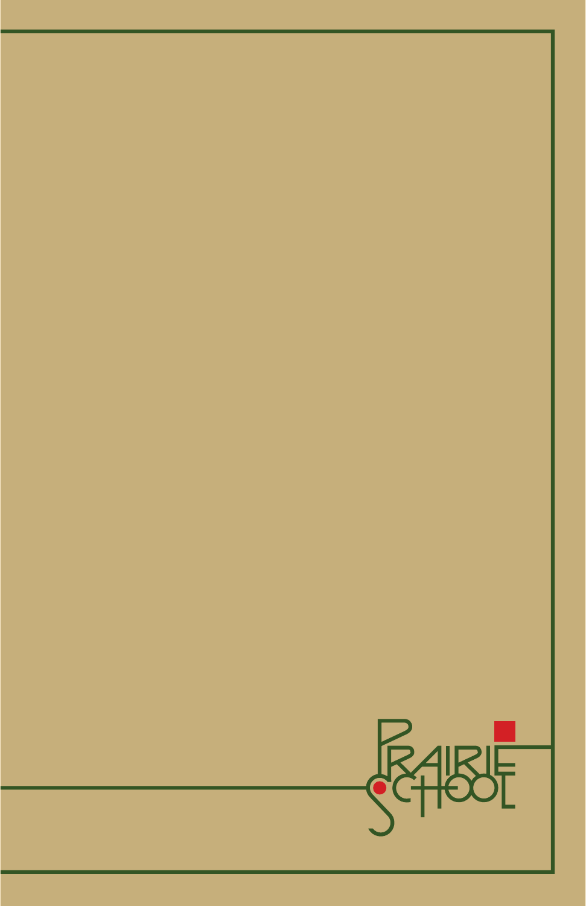PRAIRIE SCHOOL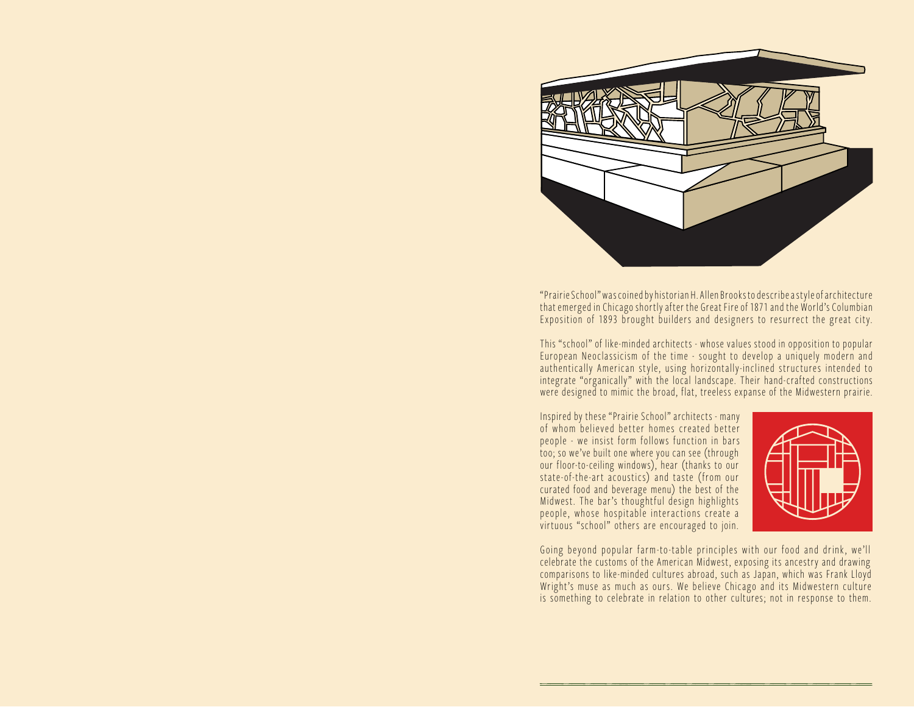"Prairie School" was coined by historian H. Allen Brooks to describe a style of architecture that emerged in Chicago shortly after the Great Fire of 1871 and the World's Columbian Exposition of 1893 brought builders and designers to resurrect the great city.

This "school" of like-minded architects - whose values stood in opposition to popular European Neoclassicism of the time - sought to develop a uniquely modern and authentically American style, using horizontally-inclined structures intended to integrate "organically" with the local landscape. Their hand-crafted constructions were designed to mimic the broad, flat, treeless expanse of the Midwestern prairie.

Inspired by these "Prairie School" architects - many of whom believed better homes created better people - we insist form follows function in bars too; so we've built one where you can see (through our floor-to-ceiling windows), hear (thanks to our state-of-the-art acoustics) and taste (from our curated food and beverage menu) the best of the Midwest. The bar's thoughtful design highlights people, whose hospitable interactions create a virtuous "school" others are encouraged to join.

Going beyond popular farm-to-table principles with our food and drink, we'll celebrate the customs of the American Midwest, exposing its ancestry and drawing comparisons to like-minded cultures abroad, such as Japan, which was Frank Lloyd Wright's muse as much as ours. We believe Chicago and its Midwestern culture is something to celebrate in relation to other cultures; not in response to them.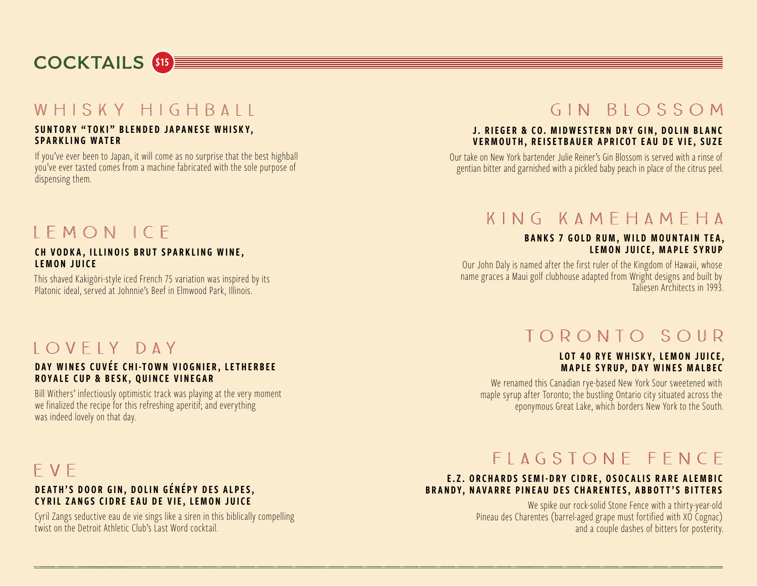# COCKTAILS $15

## WHISKY HIGHBALL

**SUNTORY "TOKI" BLENDED JAPANESE WHISKY, SPARKLING WATER**

If you've ever been to Japan, it will come as no surprise that the best highball you've ever tasted comes from a machine fabricated with the sole purpose of dispensing them.

## LEMON ICE

**CH VODKA, ILLINOIS BRUT SPARKLING WINE, LEMON JUICE**

This shaved Kakigōri-style iced French 75 variation was inspired by its Platonic ideal, served at Johnnie's Beef in Elmwood Park, Illinois.

## LOVELY DAY

**DAY WINES CUVÉE CHI-TOWN VIOGNIER, LETHERBEE ROYALE CUP & BESK, QUINCE VINEGAR**

Bill Withers' infectiously optimistic track was playing at the very moment we finalized the recipe for this refreshing aperitif; and everything was indeed lovely on that day.

## EVE

**DEATH'S DOOR GIN, DOLIN GÉNÉPY DES ALPES, CYRIL ZANGS CIDRE EAU DE VIE, LEMON JUICE**

Cyril Zangs seductive eau de vie sings like a siren in this biblically compelling twist on the Detroit Athletic Club's Last Word cocktail.

## GIN BLOSSOM

**J. RIEGER & CO. MIDWESTERN DRY GIN, DOLIN BLANC VERMOUTH, REISETBAUER APRICOT EAU DE VIE, SUZE**

Our take on New York bartender Julie Reiner's Gin Blossom is served with a rinse of gentian bitter and garnished with a pickled baby peach in place of the citrus peel.

## KING KAMEHAMEHA

**BANKS 7 GOLD RUM, WILD MOUNTAIN TEA, LEMON JUICE, MAPLE SYRUP**

Our John Daly is named after the first ruler of the Kingdom of Hawaii, whose name graces a Maui golf clubhouse adapted from Wright designs and built by Taliesen Architects in 1993.

## TORONTO SOUR

**LOT 40 RYE WHISKY, LEMON JUICE, MAPLE SYRUP, DAY WINES MALBEC**

We renamed this Canadian rye-based New York Sour sweetened with maple syrup after Toronto; the bustling Ontario city situated across the eponymous Great Lake, which borders New York to the South.

## FLAGSTONE FENCE

**E.Z. ORCHARDS SEMI-DRY CIDRE, OSOCALIS RARE ALEMBIC BRANDY, NAVARRE PINEAU DES CHARENTES, ABBOTT'S BITTERS**

We spike our rock-solid Stone Fence with a thirty-year-old Pineau des Charentes (barrel-aged grape must fortified with XO Cognac) and a couple dashes of bitters for posterity.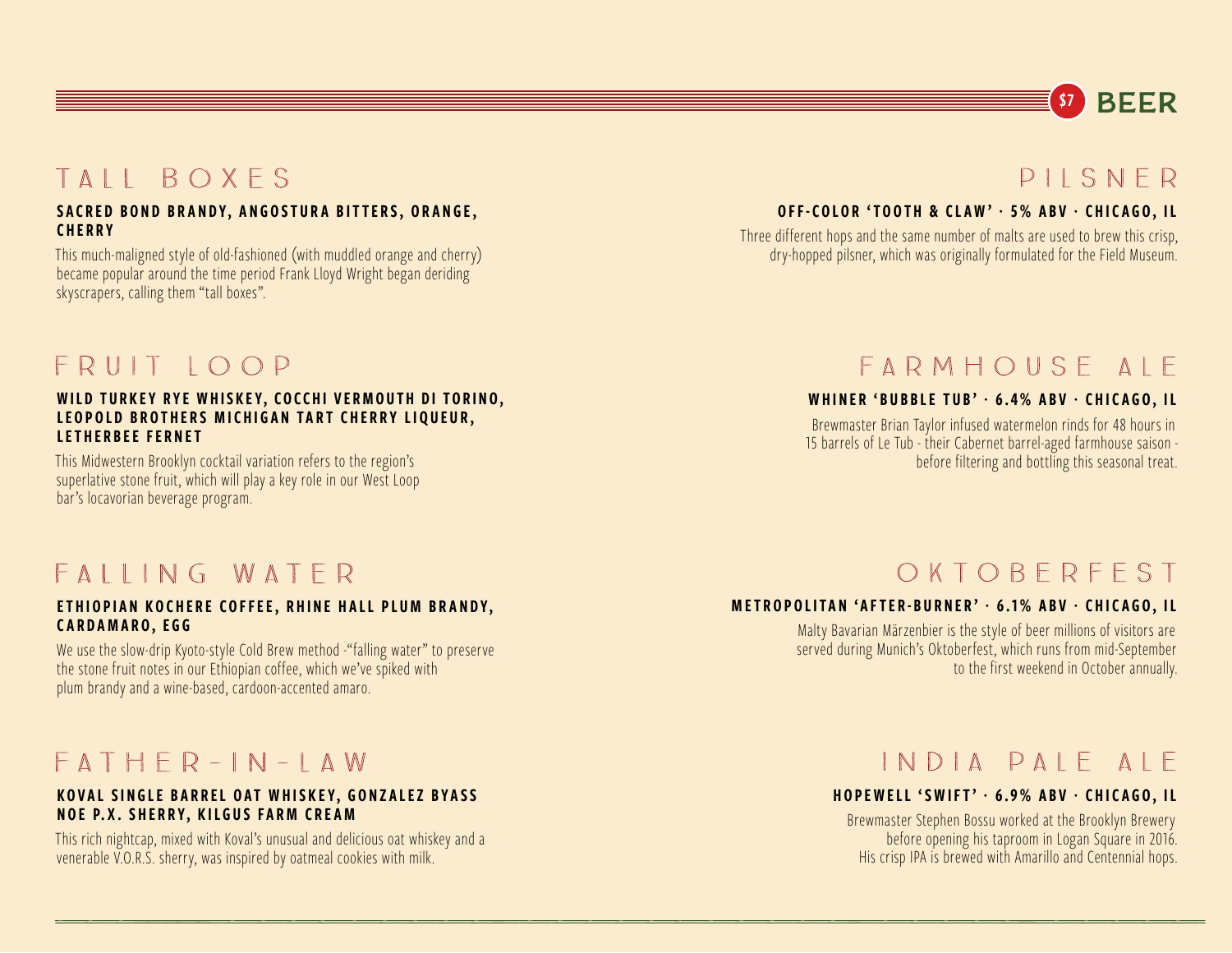## $7 BEER

## TALL BOXES

**SACRED BOND BRANDY, ANGOSTURA BITTERS, ORANGE, CHERRY**

This much-maligned style of old-fashioned (with muddled orange and cherry) became popular around the time period Frank Lloyd Wright began deriding skyscrapers, calling them "tall boxes".

## FRUIT LOOP

**WILD TURKEY RYE WHISKEY, COCCHI VERMOUTH DI TORINO, LEOPOLD BROTHERS MICHIGAN TART CHERRY LIQUEUR, LETHERBEE FERNET**

This Midwestern Brooklyn cocktail variation refers to the region's superlative stone fruit, which will play a key role in our West Loop bar's locavorian beverage program.

## FALLING WATER

**ETHIOPIAN KOCHERE COFFEE, RHINE HALL PLUM BRANDY, CARDAMARO, EGG**

We use the slow-drip Kyoto-style Cold Brew method -"falling water" to preserve the stone fruit notes in our Ethiopian coffee, which we've spiked with plum brandy and a wine-based, cardoon-accented amaro.

## FATHER-IN-LAW

**KOVAL SINGLE BARREL OAT WHISKEY, GONZALEZ BYASS NOE P.X. SHERRY, KILGUS FARM CREAM**

This rich nightcap, mixed with Koval's unusual and delicious oat whiskey and a venerable V.O.R.S. sherry, was inspired by oatmeal cookies with milk.

## PILSNER

**OFF-COLOR 'TOOTH & CLAW' · 5% ABV · CHICAGO, IL**

Three different hops and the same number of malts are used to brew this crisp, dry-hopped pilsner, which was originally formulated for the Field Museum.

## FARMHOUSE ALE

**WHINER 'BUBBLE TUB' · 6.4% ABV · CHICAGO, IL**

Brewmaster Brian Taylor infused watermelon rinds for 48 hours in 15 barrels of Le Tub - their Cabernet barrel-aged farmhouse saison - before filtering and bottling this seasonal treat.

## OKTOBERFEST

**METROPOLITAN 'AFTER-BURNER' · 6.1% ABV · CHICAGO, IL**

Malty Bavarian Märzenbier is the style of beer millions of visitors are served during Munich's Oktoberfest, which runs from mid-September to the first weekend in October annually.

## INDIA PALE ALE

**HOPEWELL 'SWIFT' · 6.9% ABV · CHICAGO, IL**

Brewmaster Stephen Bossu worked at the Brooklyn Brewery before opening his taproom in Logan Square in 2016. His crisp IPA is brewed with Amarillo and Centennial hops.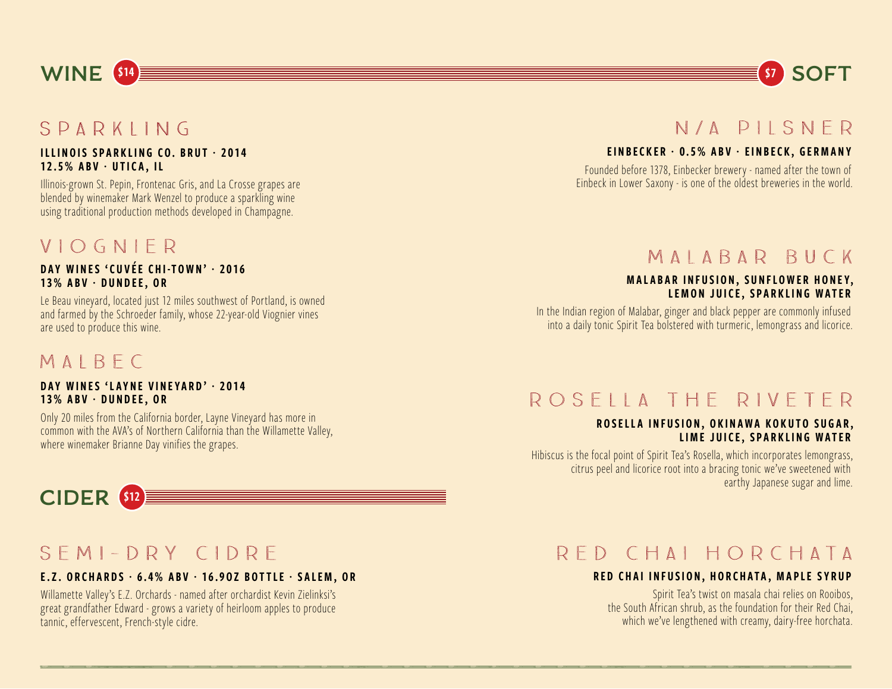# WINE $14

## SPARKLING

**ILLINOIS SPARKLING CO. BRUT · 2014**
**12.5% ABV · UTICA, IL**

Illinois-grown St. Pepin, Frontenac Gris, and La Crosse grapes are blended by winemaker Mark Wenzel to produce a sparkling wine using traditional production methods developed in Champagne.

## VIOGNIER

**DAY WINES 'CUVÉE CHI-TOWN' · 2016**
**13% ABV · DUNDEE, OR**

Le Beau vineyard, located just 12 miles southwest of Portland, is owned and farmed by the Schroeder family, whose 22-year-old Viognier vines are used to produce this wine.

## MALBEC

**DAY WINES 'LAYNE VINEYARD' · 2014**
**13% ABV · DUNDEE, OR**

Only 20 miles from the California border, Layne Vineyard has more in common with the AVA's of Northern California than the Willamette Valley, where winemaker Brianne Day vinifies the grapes.

# CIDER $12

## SEMI-DRY CIDRE

**E.Z. ORCHARDS · 6.4% ABV · 16.9OZ BOTTLE · SALEM, OR**

Willamette Valley's E.Z. Orchards - named after orchardist Kevin Zielinksi's great grandfather Edward - grows a variety of heirloom apples to produce tannic, effervescent, French-style cidre.

# $7 SOFT

## N/A PILSNER

**EINBECKER · 0.5% ABV · EINBECK, GERMANY**

Founded before 1378, Einbecker brewery - named after the town of Einbeck in Lower Saxony - is one of the oldest breweries in the world.

## MALABAR BUCK

**MALABAR INFUSION, SUNFLOWER HONEY, LEMON JUICE, SPARKLING WATER**

In the Indian region of Malabar, ginger and black pepper are commonly infused into a daily tonic Spirit Tea bolstered with turmeric, lemongrass and licorice.

## ROSELLA THE RIVETER

**ROSELLA INFUSION, OKINAWA KOKUTO SUGAR, LIME JUICE, SPARKLING WATER**

Hibiscus is the focal point of Spirit Tea's Rosella, which incorporates lemongrass, citrus peel and licorice root into a bracing tonic we've sweetened with earthy Japanese sugar and lime.

## RED CHAI HORCHATA

**RED CHAI INFUSION, HORCHATA, MAPLE SYRUP**

Spirit Tea's twist on masala chai relies on Rooibos, the South African shrub, as the foundation for their Red Chai, which we've lengthened with creamy, dairy-free horchata.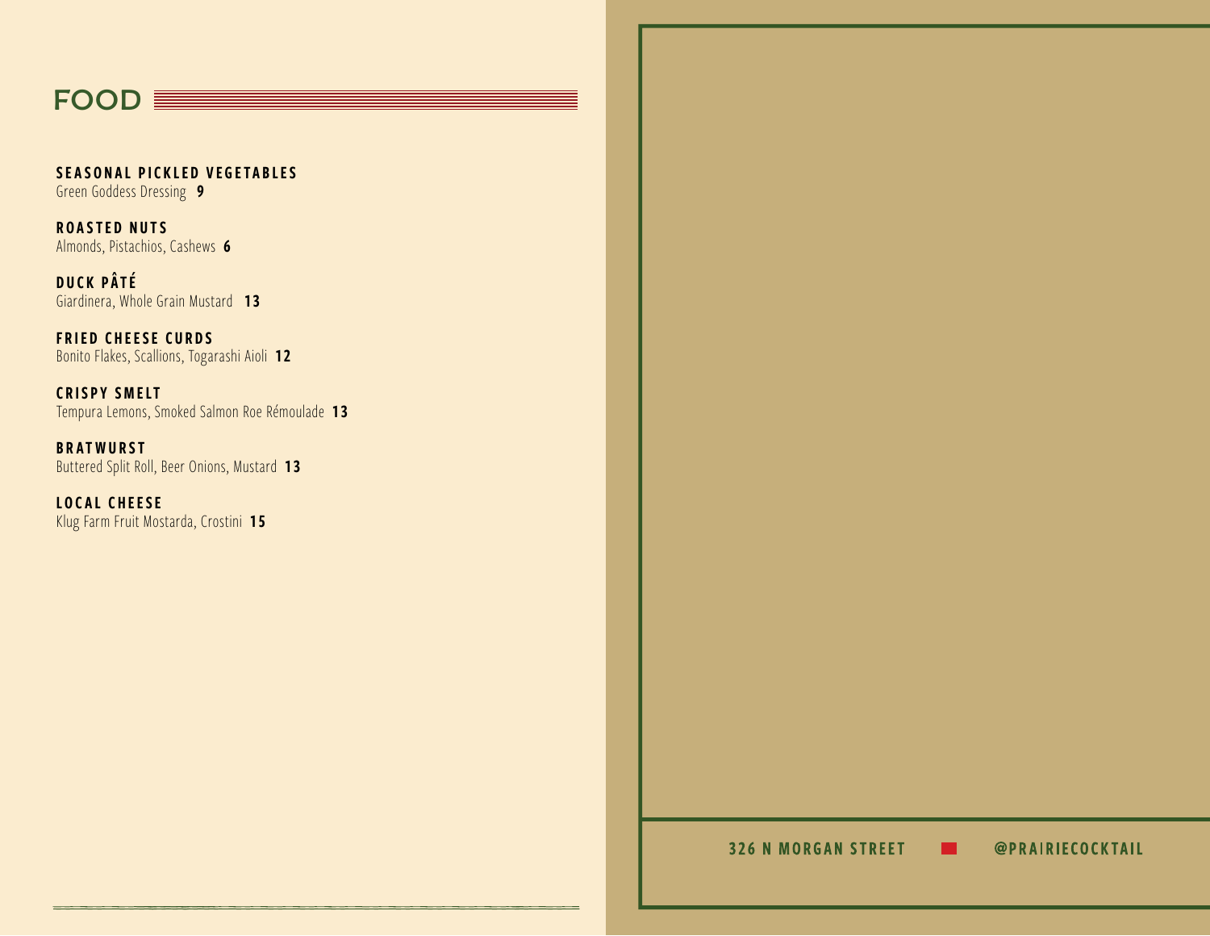## FOOD

**SEASONAL PICKLED VEGETABLES**
Green Goddess Dressing **9**

**ROASTED NUTS**
Almonds, Pistachios, Cashews **6**

**DUCK PÂTÉ**
Giardinera, Whole Grain Mustard **13**

**FRIED CHEESE CURDS**
Bonito Flakes, Scallions, Togarashi Aioli **12**

**CRISPY SMELT**
Tempura Lemons, Smoked Salmon Roe Rémoulade **13**

**BRATWURST**
Buttered Split Roll, Beer Onions, Mustard **13**

**LOCAL CHEESE**
Klug Farm Fruit Mostarda, Crostini **15**

**326 N MORGAN STREET** **@PRAIRIECOCKTAIL**